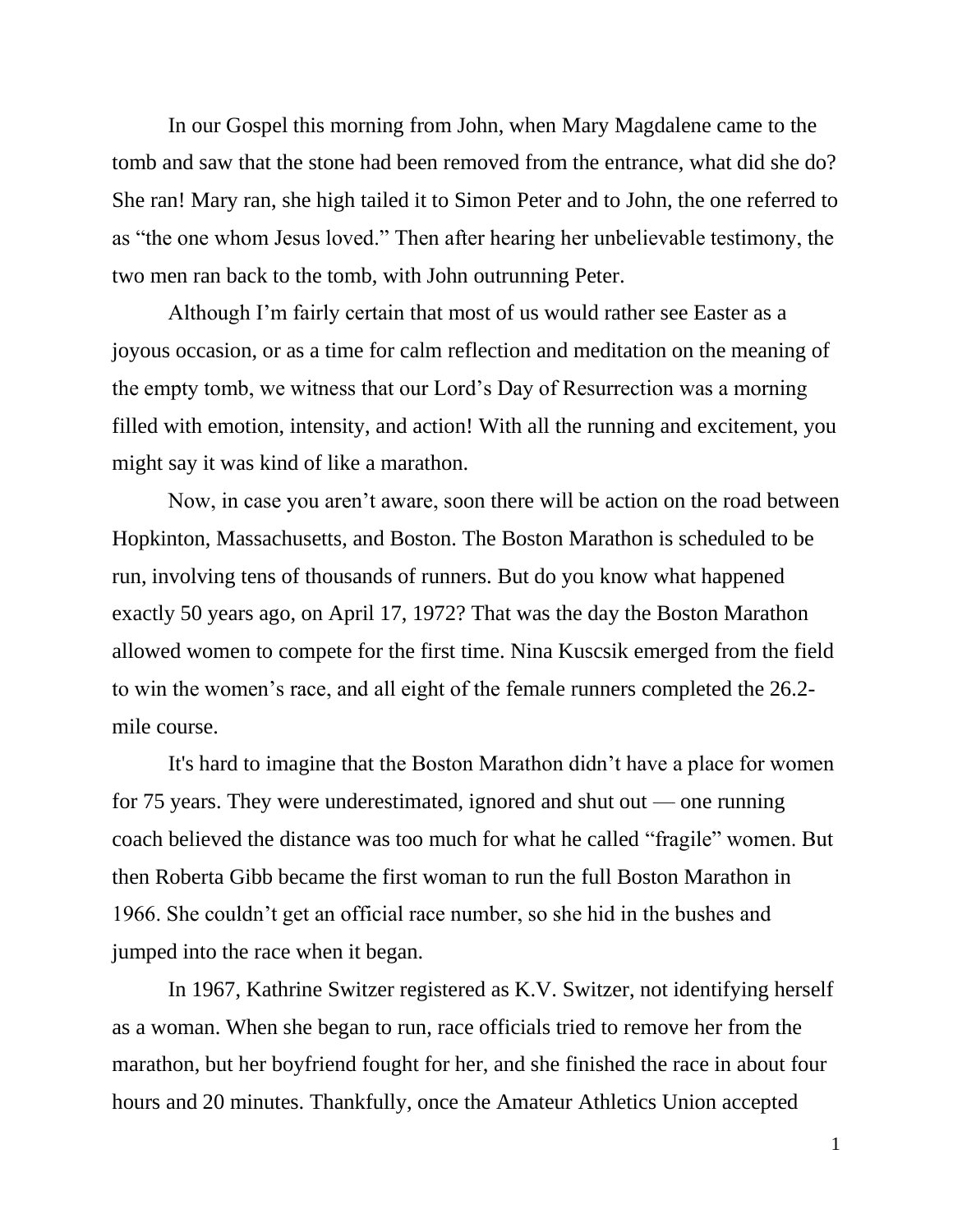In our Gospel this morning from John, when Mary Magdalene came to the tomb and saw that the stone had been removed from the entrance, what did she do? She ran! Mary ran, she high tailed it to Simon Peter and to John, the one referred to as "the one whom Jesus loved." Then after hearing her unbelievable testimony, the two men ran back to the tomb, with John outrunning Peter.

Although I'm fairly certain that most of us would rather see Easter as a joyous occasion, or as a time for calm reflection and meditation on the meaning of the empty tomb, we witness that our Lord's Day of Resurrection was a morning filled with emotion, intensity, and action! With all the running and excitement, you might say it was kind of like a marathon.

Now, in case you aren't aware, soon there will be action on the road between Hopkinton, Massachusetts, and Boston. The Boston Marathon is scheduled to be run, involving tens of thousands of runners. But do you know what happened exactly 50 years ago, on April 17, 1972? That was the day the Boston Marathon allowed women to compete for the first time. Nina Kuscsik emerged from the field to win the women's race, and all eight of the female runners completed the 26.2-mile course.

It's hard to imagine that the Boston Marathon didn't have a place for women for 75 years. They were underestimated, ignored and shut out — one running coach believed the distance was too much for what he called "fragile" women. But then Roberta Gibb became the first woman to run the full Boston Marathon in 1966. She couldn't get an official race number, so she hid in the bushes and jumped into the race when it began.

In 1967, Kathrine Switzer registered as K.V. Switzer, not identifying herself as a woman. When she began to run, race officials tried to remove her from the marathon, but her boyfriend fought for her, and she finished the race in about four hours and 20 minutes. Thankfully, once the Amateur Athletics Union accepted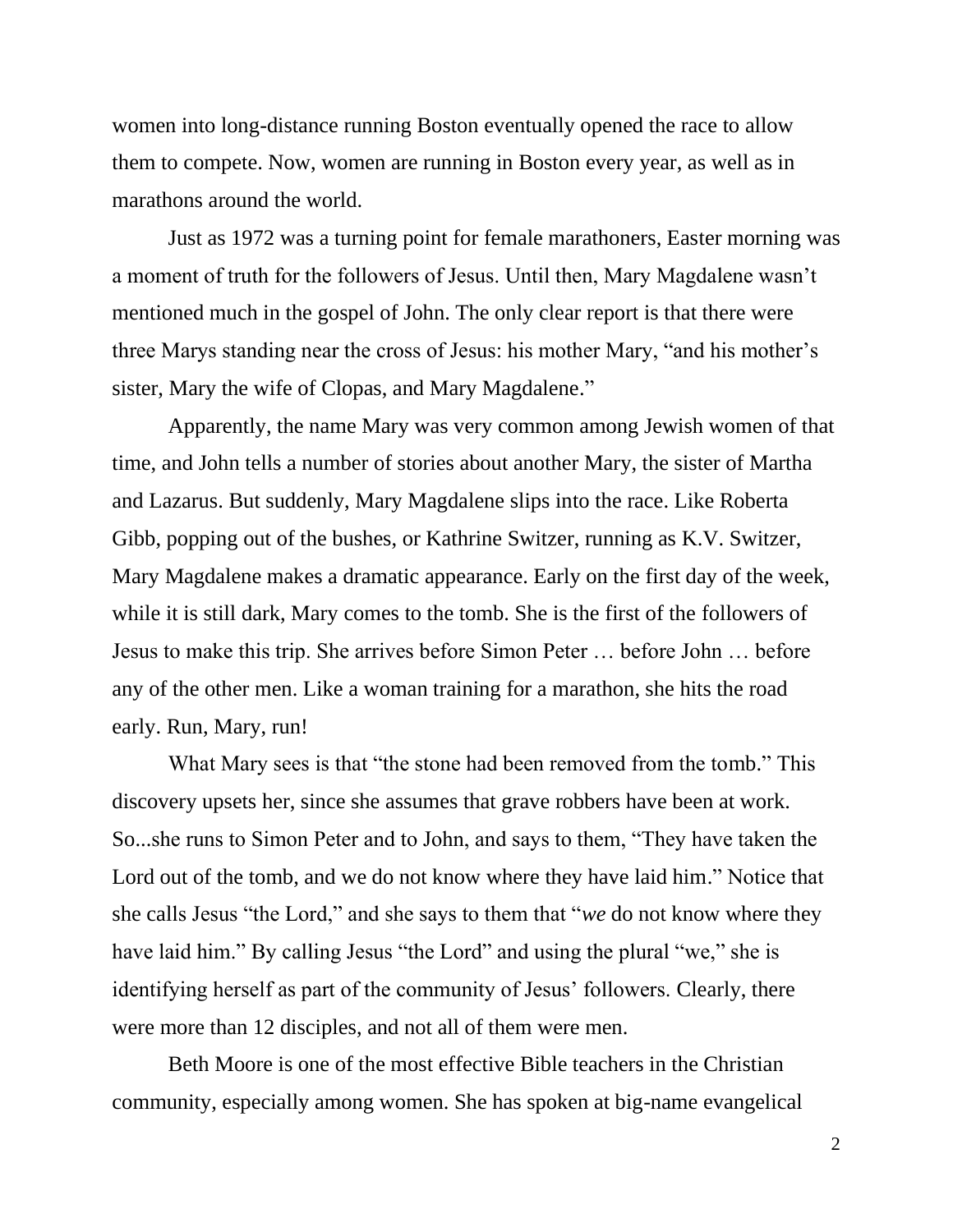women into long-distance running Boston eventually opened the race to allow them to compete. Now, women are running in Boston every year, as well as in marathons around the world.

Just as 1972 was a turning point for female marathoners, Easter morning was a moment of truth for the followers of Jesus. Until then, Mary Magdalene wasn't mentioned much in the gospel of John. The only clear report is that there were three Marys standing near the cross of Jesus: his mother Mary, "and his mother's sister, Mary the wife of Clopas, and Mary Magdalene."

Apparently, the name Mary was very common among Jewish women of that time, and John tells a number of stories about another Mary, the sister of Martha and Lazarus. But suddenly, Mary Magdalene slips into the race. Like Roberta Gibb, popping out of the bushes, or Kathrine Switzer, running as K.V. Switzer, Mary Magdalene makes a dramatic appearance. Early on the first day of the week, while it is still dark, Mary comes to the tomb. She is the first of the followers of Jesus to make this trip. She arrives before Simon Peter … before John … before any of the other men. Like a woman training for a marathon, she hits the road early. Run, Mary, run!

What Mary sees is that "the stone had been removed from the tomb." This discovery upsets her, since she assumes that grave robbers have been at work. So...she runs to Simon Peter and to John, and says to them, "They have taken the Lord out of the tomb, and we do not know where they have laid him." Notice that she calls Jesus "the Lord," and she says to them that "*we* do not know where they have laid him." By calling Jesus "the Lord" and using the plural "we," she is identifying herself as part of the community of Jesus' followers. Clearly, there were more than 12 disciples, and not all of them were men.

Beth Moore is one of the most effective Bible teachers in the Christian community, especially among women. She has spoken at big-name evangelical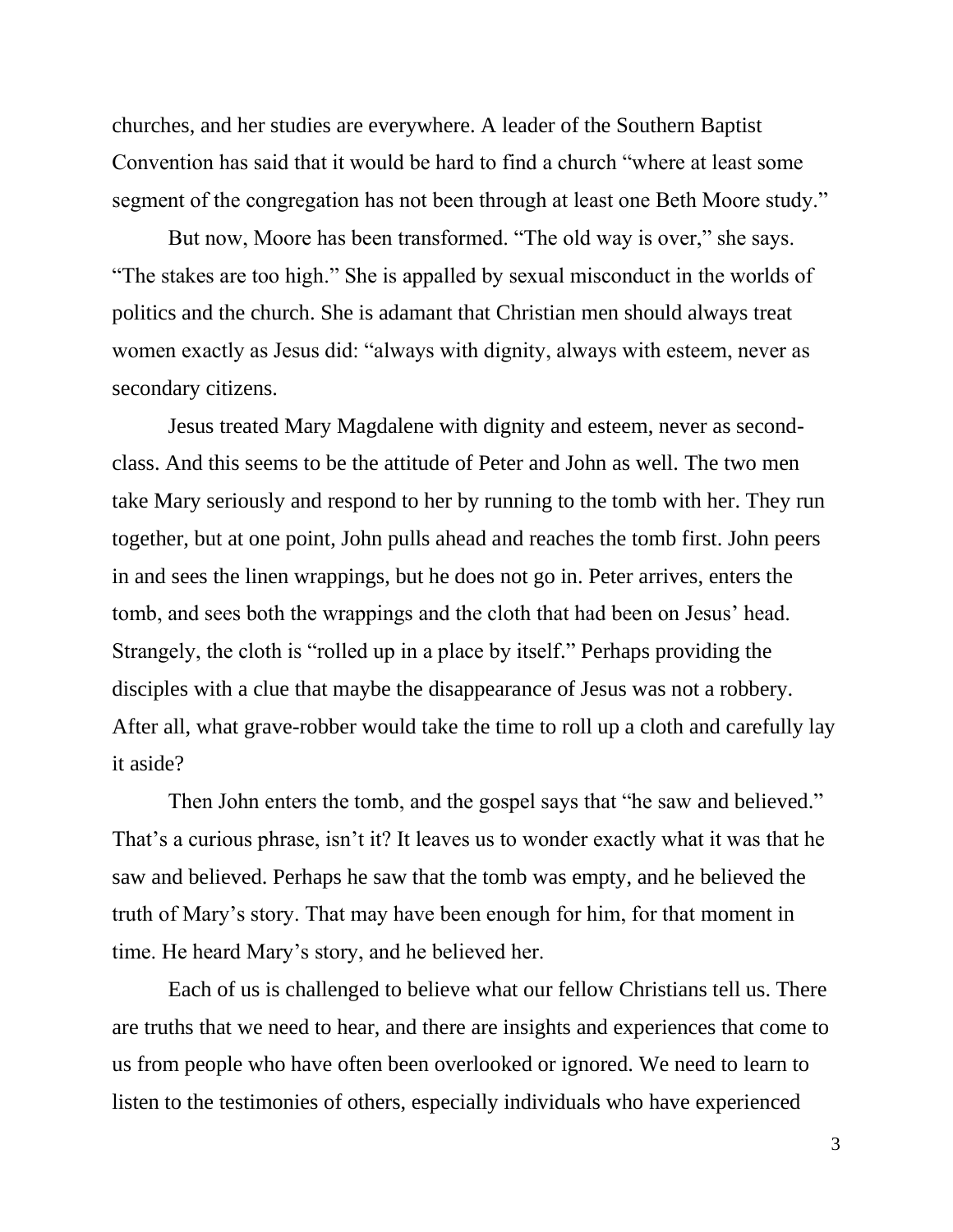churches, and her studies are everywhere. A leader of the Southern Baptist Convention has said that it would be hard to find a church "where at least some segment of the congregation has not been through at least one Beth Moore study."

But now, Moore has been transformed. "The old way is over," she says. "The stakes are too high." She is appalled by sexual misconduct in the worlds of politics and the church. She is adamant that Christian men should always treat women exactly as Jesus did: "always with dignity, always with esteem, never as secondary citizens.

Jesus treated Mary Magdalene with dignity and esteem, never as second-class. And this seems to be the attitude of Peter and John as well. The two men take Mary seriously and respond to her by running to the tomb with her. They run together, but at one point, John pulls ahead and reaches the tomb first. John peers in and sees the linen wrappings, but he does not go in. Peter arrives, enters the tomb, and sees both the wrappings and the cloth that had been on Jesus' head. Strangely, the cloth is "rolled up in a place by itself." Perhaps providing the disciples with a clue that maybe the disappearance of Jesus was not a robbery. After all, what grave-robber would take the time to roll up a cloth and carefully lay it aside?

Then John enters the tomb, and the gospel says that "he saw and believed." That's a curious phrase, isn't it? It leaves us to wonder exactly what it was that he saw and believed. Perhaps he saw that the tomb was empty, and he believed the truth of Mary's story. That may have been enough for him, for that moment in time. He heard Mary's story, and he believed her.

Each of us is challenged to believe what our fellow Christians tell us. There are truths that we need to hear, and there are insights and experiences that come to us from people who have often been overlooked or ignored. We need to learn to listen to the testimonies of others, especially individuals who have experienced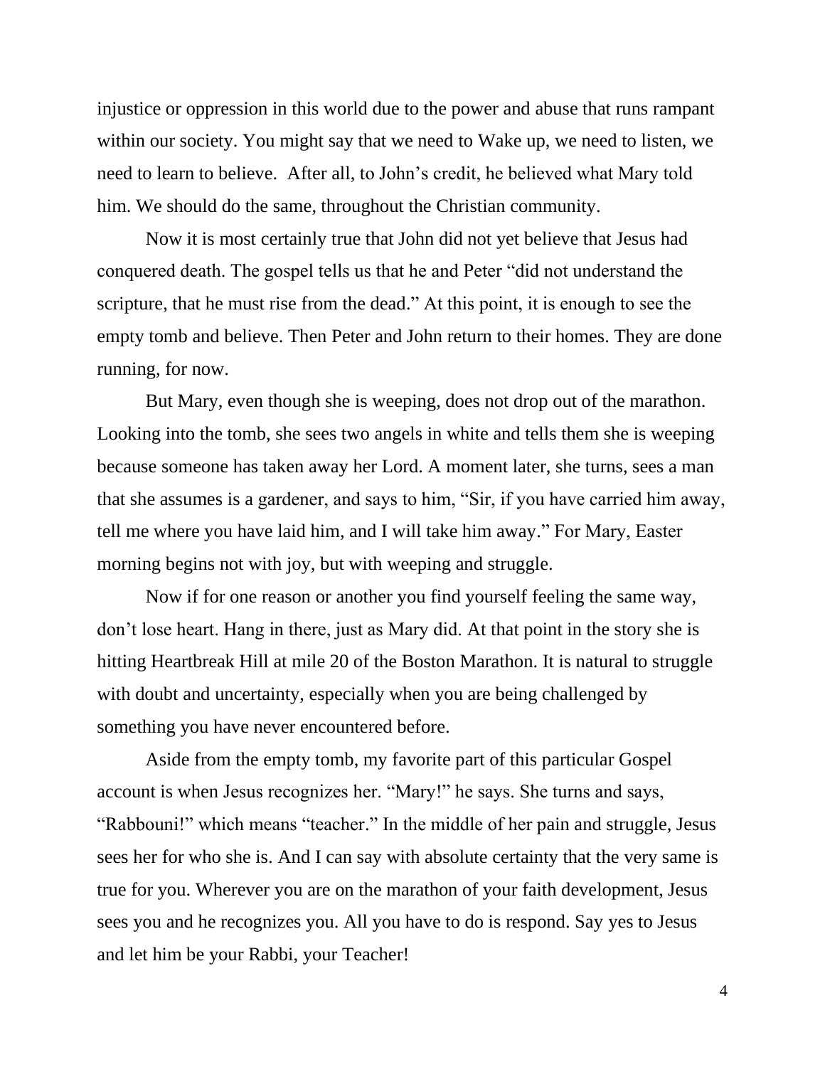injustice or oppression in this world due to the power and abuse that runs rampant within our society. You might say that we need to Wake up, we need to listen, we need to learn to believe. After all, to John's credit, he believed what Mary told him. We should do the same, throughout the Christian community.

Now it is most certainly true that John did not yet believe that Jesus had conquered death. The gospel tells us that he and Peter "did not understand the scripture, that he must rise from the dead." At this point, it is enough to see the empty tomb and believe. Then Peter and John return to their homes. They are done running, for now.

But Mary, even though she is weeping, does not drop out of the marathon. Looking into the tomb, she sees two angels in white and tells them she is weeping because someone has taken away her Lord. A moment later, she turns, sees a man that she assumes is a gardener, and says to him, "Sir, if you have carried him away, tell me where you have laid him, and I will take him away." For Mary, Easter morning begins not with joy, but with weeping and struggle.

Now if for one reason or another you find yourself feeling the same way, don't lose heart. Hang in there, just as Mary did. At that point in the story she is hitting Heartbreak Hill at mile 20 of the Boston Marathon. It is natural to struggle with doubt and uncertainty, especially when you are being challenged by something you have never encountered before.

Aside from the empty tomb, my favorite part of this particular Gospel account is when Jesus recognizes her. "Mary!" he says. She turns and says, "Rabbouni!" which means "teacher." In the middle of her pain and struggle, Jesus sees her for who she is. And I can say with absolute certainty that the very same is true for you. Wherever you are on the marathon of your faith development, Jesus sees you and he recognizes you. All you have to do is respond. Say yes to Jesus and let him be your Rabbi, your Teacher!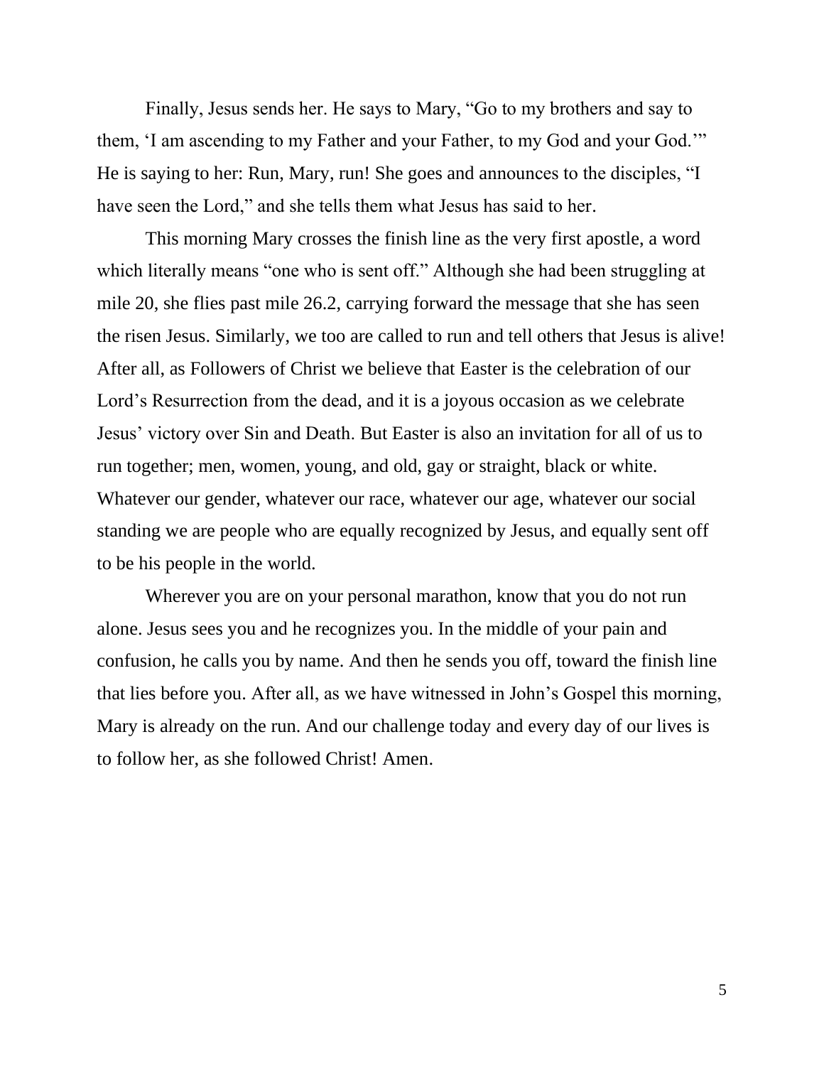Finally, Jesus sends her. He says to Mary, "Go to my brothers and say to them, 'I am ascending to my Father and your Father, to my God and your God.'" He is saying to her: Run, Mary, run! She goes and announces to the disciples, "I have seen the Lord," and she tells them what Jesus has said to her.

This morning Mary crosses the finish line as the very first apostle, a word which literally means "one who is sent off." Although she had been struggling at mile 20, she flies past mile 26.2, carrying forward the message that she has seen the risen Jesus. Similarly, we too are called to run and tell others that Jesus is alive! After all, as Followers of Christ we believe that Easter is the celebration of our Lord's Resurrection from the dead, and it is a joyous occasion as we celebrate Jesus' victory over Sin and Death. But Easter is also an invitation for all of us to run together; men, women, young, and old, gay or straight, black or white. Whatever our gender, whatever our race, whatever our age, whatever our social standing we are people who are equally recognized by Jesus, and equally sent off to be his people in the world.

Wherever you are on your personal marathon, know that you do not run alone. Jesus sees you and he recognizes you. In the middle of your pain and confusion, he calls you by name. And then he sends you off, toward the finish line that lies before you. After all, as we have witnessed in John's Gospel this morning, Mary is already on the run. And our challenge today and every day of our lives is to follow her, as she followed Christ! Amen.